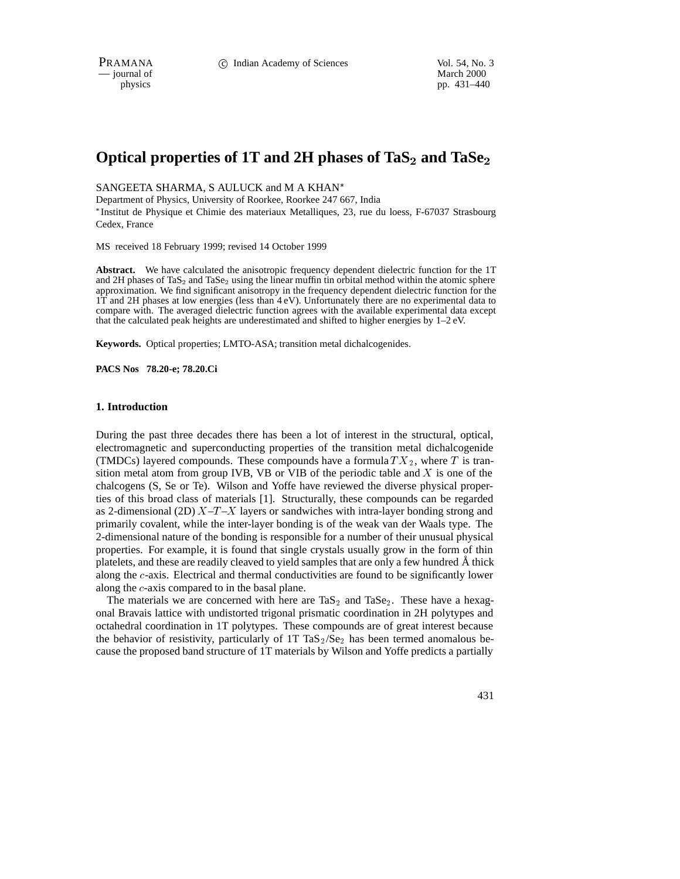# Optical properties of 1T and 2H phases of $TaS_2$ and $TaSe_2$

SANGEETA SHARMA, S AULUCK and M A KHAN*

Department of Physics, University of Roorkee, Roorkee 247 667, India

*Institut de Physique et Chimie des materiaux Metalliques, 23, rue du loess, F-67037 Strasbourg Cedex, France

MS received 18 February 1999; revised 14 October 1999

**Abstract.** We have calculated the anisotropic frequency dependent dielectric function for the 1T and 2H phases of $TaS_2$ and $TaSe_2$ using the linear muffin tin orbital method within the atomic sphere approximation. We find significant anisotropy in the frequency dependent dielectric function for the 1T and 2H phases at low energies (less than 4 eV). Unfortunately there are no experimental data to compare with. The averaged dielectric function agrees with the available experimental data except that the calculated peak heights are underestimated and shifted to higher energies by 1–2 eV.

**Keywords.** Optical properties; LMTO-ASA; transition metal dichalcogenides.

**PACS Nos** **78.20-e; 78.20.Ci**

## 1. Introduction

During the past three decades there has been a lot of interest in the structural, optical, electromagnetic and superconducting properties of the transition metal dichalcogenide (TMDCs) layered compounds. These compounds have a formula $TX_2$, where $T$ is transition metal atom from group IVB, VB or VIB of the periodic table and $X$ is one of the chalcogens (S, Se or Te). Wilson and Yoffe have reviewed the diverse physical properties of this broad class of materials [1]. Structurally, these compounds can be regarded as 2-dimensional (2D) $X$–$T$–$X$ layers or sandwiches with intra-layer bonding strong and primarily covalent, while the inter-layer bonding is of the weak van der Waals type. The 2-dimensional nature of the bonding is responsible for a number of their unusual physical properties. For example, it is found that single crystals usually grow in the form of thin platelets, and these are readily cleaved to yield samples that are only a few hundred Å thick along the $c$-axis. Electrical and thermal conductivities are found to be significantly lower along the $c$-axis compared to in the basal plane.

The materials we are concerned with here are $TaS_2$ and $TaSe_2$. These have a hexagonal Bravais lattice with undistorted trigonal prismatic coordination in 2H polytypes and octahedral coordination in 1T polytypes. These compounds are of great interest because the behavior of resistivity, particularly of 1T $TaS_2/Se_2$ has been termed anomalous because the proposed band structure of 1T materials by Wilson and Yoffe predicts a partially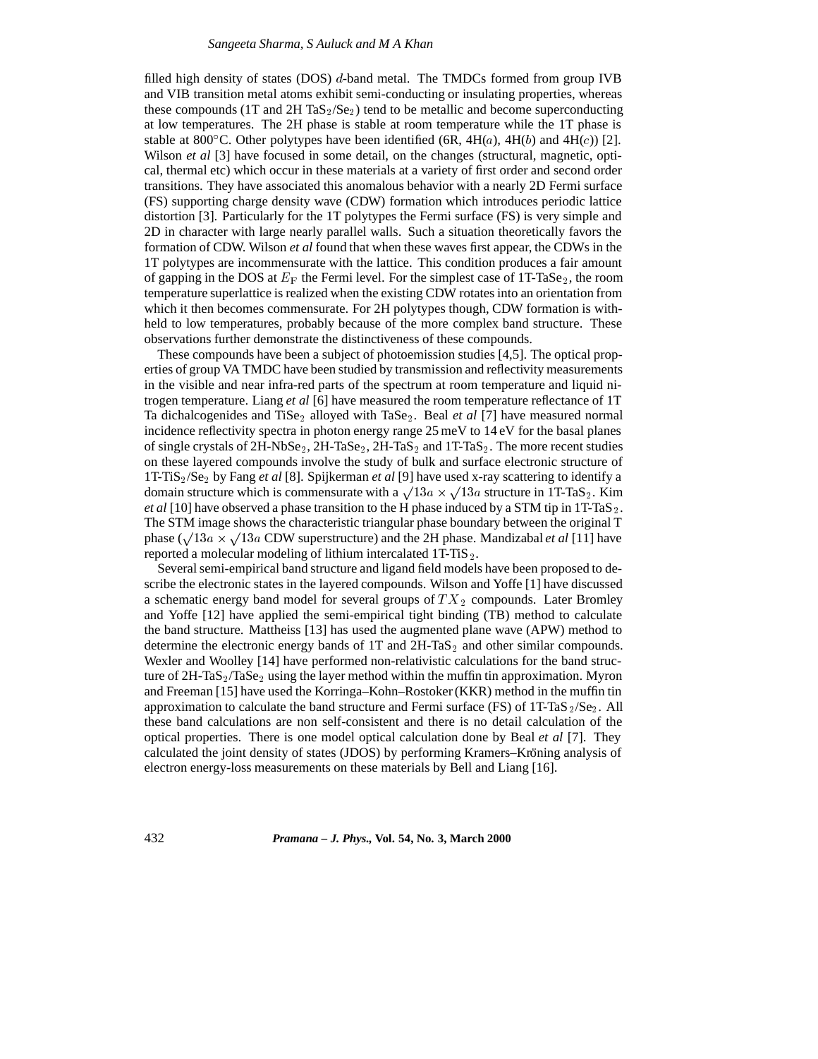filled high density of states (DOS) $d$-band metal. The TMDCs formed from group IVB and VIB transition metal atoms exhibit semi-conducting or insulating properties, whereas these compounds (1T and 2H $TaS_2/Se_2$) tend to be metallic and become superconducting at low temperatures. The 2H phase is stable at room temperature while the 1T phase is stable at 800°C. Other polytypes have been identified (6R, 4H($a$), 4H($b$) and 4H($c$)) [2]. Wilson *et al* [3] have focused in some detail, on the changes (structural, magnetic, optical, thermal etc) which occur in these materials at a variety of first order and second order transitions. They have associated this anomalous behavior with a nearly 2D Fermi surface (FS) supporting charge density wave (CDW) formation which introduces periodic lattice distortion [3]. Particularly for the 1T polytypes the Fermi surface (FS) is very simple and 2D in character with large nearly parallel walls. Such a situation theoretically favors the formation of CDW. Wilson *et al* found that when these waves first appear, the CDWs in the 1T polytypes are incommensurate with the lattice. This condition produces a fair amount of gapping in the DOS at $E_F$ the Fermi level. For the simplest case of 1T-$TaSe_2$, the room temperature superlattice is realized when the existing CDW rotates into an orientation from which it then becomes commensurate. For 2H polytypes though, CDW formation is withheld to low temperatures, probably because of the more complex band structure. These observations further demonstrate the distinctiveness of these compounds.

These compounds have been a subject of photoemission studies [4,5]. The optical properties of group VA TMDC have been studied by transmission and reflectivity measurements in the visible and near infra-red parts of the spectrum at room temperature and liquid nitrogen temperature. Liang *et al* [6] have measured the room temperature reflectance of 1T Ta dichalcogenides and $TiSe_2$ alloyed with $TaSe_2$. Beal *et al* [7] have measured normal incidence reflectivity spectra in photon energy range 25 meV to 14 eV for the basal planes of single crystals of 2H-$NbSe_2$, 2H-$TaSe_2$, 2H-$TaS_2$ and 1T-$TaS_2$. The more recent studies on these layered compounds involve the study of bulk and surface electronic structure of 1T-$TiS_2/Se_2$ by Fang *et al* [8]. Spijkerman *et al* [9] have used x-ray scattering to identify a domain structure which is commensurate with a $\sqrt{13}a \times \sqrt{13}a$ structure in 1T-$TaS_2$. Kim *et al* [10] have observed a phase transition to the H phase induced by a STM tip in 1T-$TaS_2$. The STM image shows the characteristic triangular phase boundary between the original T phase ($\sqrt{13}a \times \sqrt{13}a$ CDW superstructure) and the 2H phase. Mandizabal *et al* [11] have reported a molecular modeling of lithium intercalated 1T-$TiS_2$.

Several semi-empirical band structure and ligand field models have been proposed to describe the electronic states in the layered compounds. Wilson and Yoffe [1] have discussed a schematic energy band model for several groups of $TX_2$ compounds. Later Bromley and Yoffe [12] have applied the semi-empirical tight binding (TB) method to calculate the band structure. Mattheiss [13] has used the augmented plane wave (APW) method to determine the electronic energy bands of 1T and 2H-$TaS_2$ and other similar compounds. Wexler and Woolley [14] have performed non-relativistic calculations for the band structure of 2H-$TaS_2/TaSe_2$ using the layer method within the muffin tin approximation. Myron and Freeman [15] have used the Korringa–Kohn–Rostoker (KKR) method in the muffin tin approximation to calculate the band structure and Fermi surface (FS) of 1T-$TaS_2/Se_2$. All these band calculations are non self-consistent and there is no detail calculation of the optical properties. There is one model optical calculation done by Beal *et al* [7]. They calculated the joint density of states (JDOS) by performing Kramers–Kröning analysis of electron energy-loss measurements on these materials by Bell and Liang [16].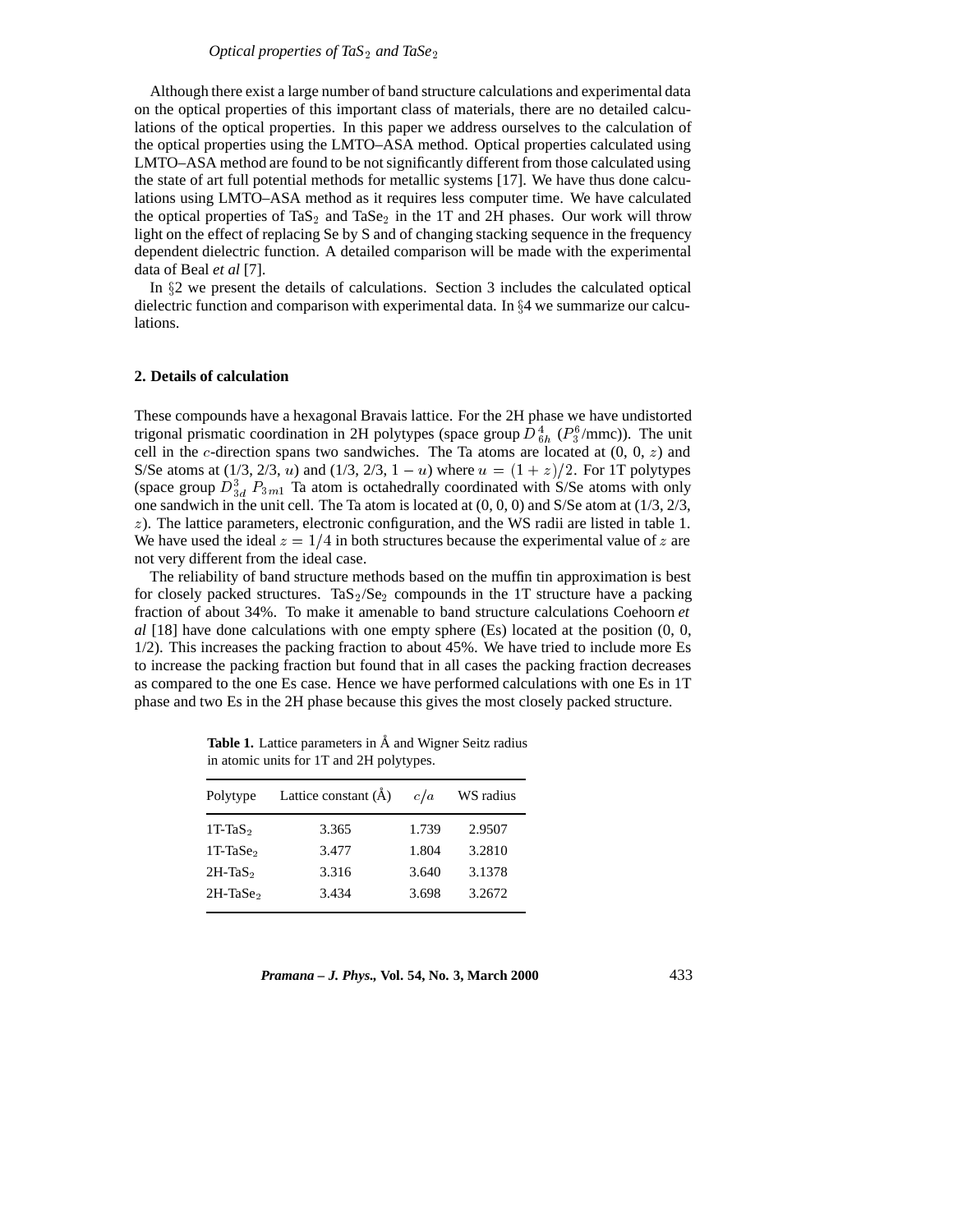Although there exist a large number of band structure calculations and experimental data on the optical properties of this important class of materials, there are no detailed calculations of the optical properties. In this paper we address ourselves to the calculation of the optical properties using the LMTO–ASA method. Optical properties calculated using LMTO–ASA method are found to be not significantly different from those calculated using the state of art full potential methods for metallic systems [17]. We have thus done calculations using LMTO–ASA method as it requires less computer time. We have calculated the optical properties of $TaS_2$ and $TaSe_2$ in the 1T and 2H phases. Our work will throw light on the effect of replacing Se by S and of changing stacking sequence in the frequency dependent dielectric function. A detailed comparison will be made with the experimental data of Beal *et al* [7].

In §2 we present the details of calculations. Section 3 includes the calculated optical dielectric function and comparison with experimental data. In §4 we summarize our calculations.

## 2. Details of calculation

These compounds have a hexagonal Bravais lattice. For the 2H phase we have undistorted trigonal prismatic coordination in 2H polytypes (space group $D_{6h}^{4}$ ($P_{3}^{6}$/mmc)). The unit cell in the $c$-direction spans two sandwiches. The Ta atoms are located at (0, 0, $z$) and S/Se atoms at (1/3, 2/3, $u$) and (1/3, 2/3, $1-u$) where $u = (1+z)/2$. For 1T polytypes (space group $D_{3d}^{3}$ $P_{3m1}$ Ta atom is octahedrally coordinated with S/Se atoms with only one sandwich in the unit cell. The Ta atom is located at (0, 0, 0) and S/Se atom at (1/3, 2/3, $z$). The lattice parameters, electronic configuration, and the WS radii are listed in table 1. We have used the ideal $z = 1/4$ in both structures because the experimental value of $z$ are not very different from the ideal case.

The reliability of band structure methods based on the muffin tin approximation is best for closely packed structures. $TaS_2/Se_2$ compounds in the 1T structure have a packing fraction of about 34%. To make it amenable to band structure calculations Coehoorn *et al* [18] have done calculations with one empty sphere (Es) located at the position (0, 0, 1/2). This increases the packing fraction to about 45%. We have tried to include more Es to increase the packing fraction but found that in all cases the packing fraction decreases as compared to the one Es case. Hence we have performed calculations with one Es in 1T phase and two Es in the 2H phase because this gives the most closely packed structure.

**Table 1.** Lattice parameters in Å and Wigner Seitz radius in atomic units for 1T and 2H polytypes.

| Polytype | Lattice constant (Å) | $c/a$ | WS radius |
|---|---|---|---|
| 1T-$TaS_2$ | 3.365 | 1.739 | 2.9507 |
| 1T-$TaSe_2$ | 3.477 | 1.804 | 3.2810 |
| 2H-$TaS_2$ | 3.316 | 3.640 | 3.1378 |
| 2H-$TaSe_2$ | 3.434 | 3.698 | 3.2672 |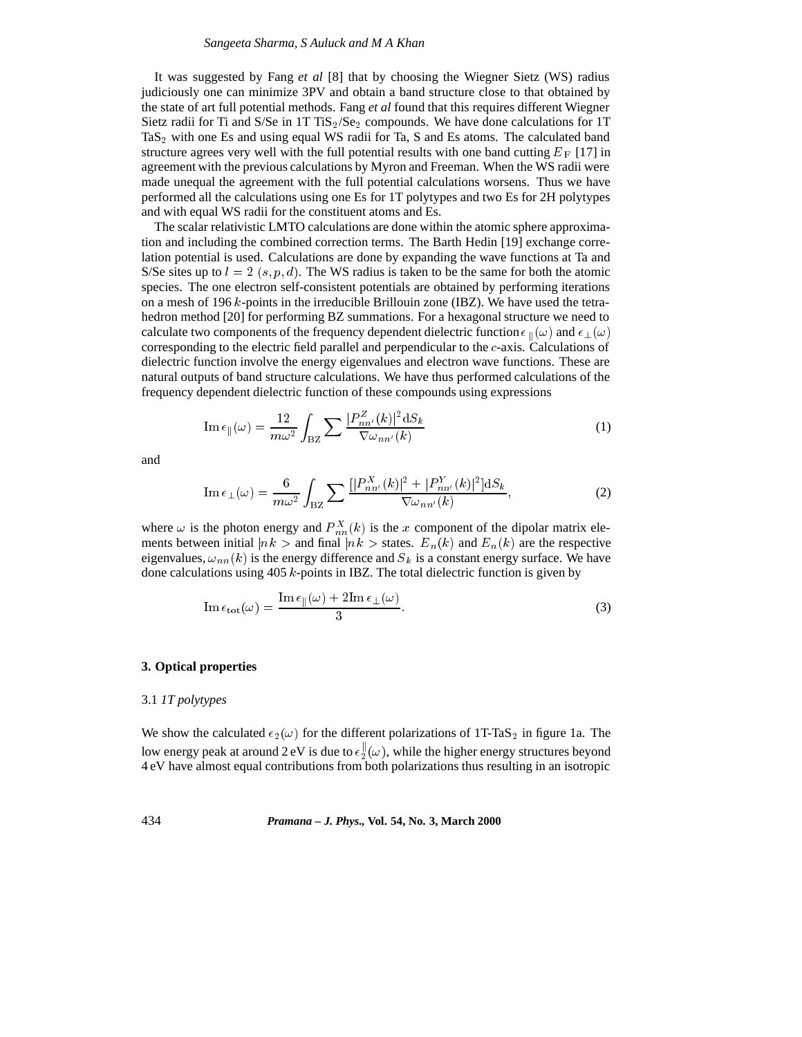It was suggested by Fang *et al* [8] that by choosing the Wiegner Sietz (WS) radius judiciously one can minimize 3PV and obtain a band structure close to that obtained by the state of art full potential methods. Fang *et al* found that this requires different Wiegner Sietz radii for Ti and S/Se in 1T $TiS_2/Se_2$ compounds. We have done calculations for 1T $TaS_2$ with one Es and using equal WS radii for Ta, S and Es atoms. The calculated band structure agrees very well with the full potential results with one band cutting $E_F$ [17] in agreement with the previous calculations by Myron and Freeman. When the WS radii were made unequal the agreement with the full potential calculations worsens. Thus we have performed all the calculations using one Es for 1T polytypes and two Es for 2H polytypes and with equal WS radii for the constituent atoms and Es.

The scalar relativistic LMTO calculations are done within the atomic sphere approximation and including the combined correction terms. The Barth Hedin [19] exchange correlation potential is used. Calculations are done by expanding the wave functions at Ta and S/Se sites up to $l = 2$ $(s, p, d)$. The WS radius is taken to be the same for both the atomic species. The one electron self-consistent potentials are obtained by performing iterations on a mesh of 196 $k$-points in the irreducible Brillouin zone (IBZ). We have used the tetrahedron method [20] for performing BZ summations. For a hexagonal structure we need to calculate two components of the frequency dependent dielectric function $\epsilon_{\parallel}(\omega)$ and $\epsilon_{\perp}(\omega)$ corresponding to the electric field parallel and perpendicular to the $c$-axis. Calculations of dielectric function involve the energy eigenvalues and electron wave functions. These are natural outputs of band structure calculations. We have thus performed calculations of the frequency dependent dielectric function of these compounds using expressions

$$\mathrm{Im}\,\epsilon_{\parallel}(\omega) = \frac{12}{m\omega^2} \int_{\mathrm{BZ}} \sum \frac{|P^Z_{nn'}(k)|^2 \,\mathrm{d}S_k}{\nabla\omega_{nn'}(k)} \tag{1}$$

and

$$\mathrm{Im}\,\epsilon_{\perp}(\omega) = \frac{6}{m\omega^2} \int_{\mathrm{BZ}} \sum \frac{[|P^X_{nn'}(k)|^2 + |P^Y_{nn'}(k)|^2]\mathrm{d}S_k}{\nabla\omega_{nn'}(k)}, \tag{2}$$

where $\omega$ is the photon energy and $P^X_{nn}(k)$ is the $x$ component of the dipolar matrix elements between initial $|nk>$ and final $|nk>$ states. $E_n(k)$ and $E_n(k)$ are the respective eigenvalues, $\omega_{nn}(k)$ is the energy difference and $S_k$ is a constant energy surface. We have done calculations using 405 $k$-points in IBZ. The total dielectric function is given by

$$\mathrm{Im}\,\epsilon_{\mathrm{tot}}(\omega) = \frac{\mathrm{Im}\,\epsilon_{\parallel}(\omega) + 2\mathrm{Im}\,\epsilon_{\perp}(\omega)}{3}. \tag{3}$$

## 3. Optical properties

### 3.1 *1T polytypes*

We show the calculated $\epsilon_2(\omega)$ for the different polarizations of 1T-$TaS_2$ in figure 1a. The low energy peak at around 2 eV is due to $\epsilon_2^{\parallel}(\omega)$, while the higher energy structures beyond 4 eV have almost equal contributions from both polarizations thus resulting in an isotropic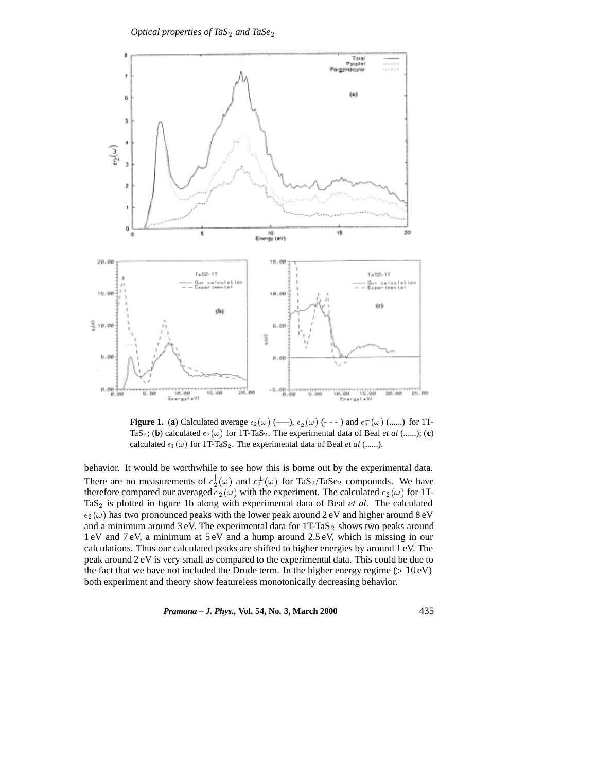Total
Parallel
Perpendicular

(a)

$\epsilon_2(\omega)$

0 1 2 3 4 5 6 7 8

0 5 10 15 20

Energy (eV)

TaS2-1T
Our calculation
Experimental

(b)

e(w)

0.00 5.00 10.00 15.00 20.00

0.00 5.00 10.00 15.00 20.00

Energy(eV)

TaS2-1T
Our calculation
Experimental

(c)

e(w)

-5.00 0.00 5.00 10.00 15.00

0.00 5.00 10.00 15.00 20.00 25.00

Energy(eV)

**Figure 1.** (**a**) Calculated average $\epsilon_2(\omega)$ (——), $\epsilon_2^{||}(\omega)$ (- - - ) and $\epsilon_2^{\perp}(\omega)$ (......) for 1T-$TaS_2$; (**b**) calculated $\epsilon_2(\omega)$ for 1T-$TaS_2$. The experimental data of Beal *et al* (......); (**c**) calculated $\epsilon_1(\omega)$ for 1T-$TaS_2$. The experimental data of Beal *et al* (......).

behavior. It would be worthwhile to see how this is borne out by the experimental data. There are no measurements of $\epsilon_2^{||}(\omega)$ and $\epsilon_2^{\perp}(\omega)$ for $TaS_2$/$TaSe_2$ compounds. We have therefore compared our averaged $\epsilon_2(\omega)$ with the experiment. The calculated $\epsilon_2(\omega)$ for 1T-$TaS_2$ is plotted in figure 1b along with experimental data of Beal *et al*. The calculated $\epsilon_2(\omega)$ has two pronounced peaks with the lower peak around 2 eV and higher around 8 eV and a minimum around 3 eV. The experimental data for 1T-$TaS_2$ shows two peaks around 1 eV and 7 eV, a minimum at 5 eV and a hump around 2.5 eV, which is missing in our calculations. Thus our calculated peaks are shifted to higher energies by around 1 eV. The peak around 2 eV is very small as compared to the experimental data. This could be due to the fact that we have not included the Drude term. In the higher energy regime ($> 10$ eV) both experiment and theory show featureless monotonically decreasing behavior.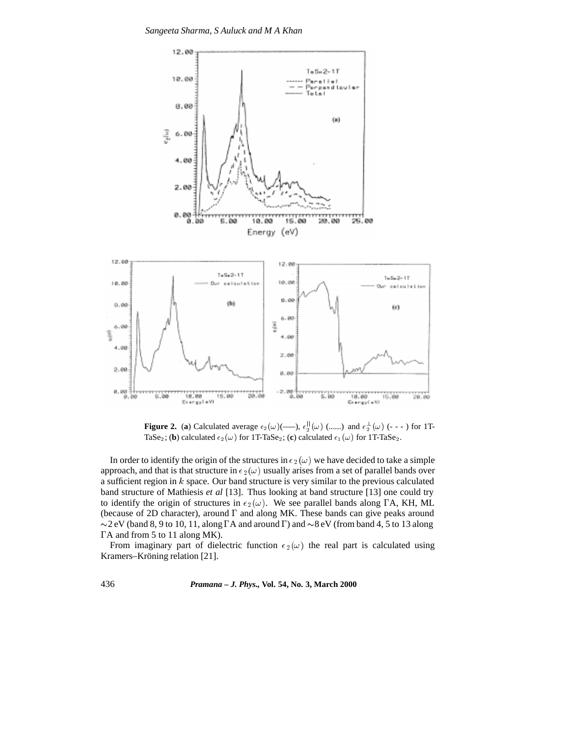TaSe2-1T

Parallel

Perpendicular

Total

(a)

$\epsilon_2(\omega)$

12.00

10.00

8.00

6.00

4.00

2.00

0.00

0.00 5.00 10.00 15.00 20.00 25.00

Energy (eV)

TaSe2-1T

Our calculation

(b)

12.00

10.00

8.00

6.00

4.00

2.00

0.00

0.00 5.00 10.00 15.00 20.00

Energy(eV)

TaSe2-1T

Our calculation

(c)

12.00

10.00

8.00

6.00

4.00

2.00

0.00

-2.00

0.00 5.00 10.00 15.00 20.00

Energy(eV)

**Figure 2.** (**a**) Calculated average $\epsilon_2(\omega)$(——), $\epsilon_2^{||}(\omega)$ (......) and $\epsilon_2^{\perp}(\omega)$ (- - - ) for 1T-$TaSe_2$; (**b**) calculated $\epsilon_2(\omega)$ for 1T-$TaSe_2$; (**c**) calculated $\epsilon_1(\omega)$ for 1T-$TaSe_2$.

In order to identify the origin of the structures in $\epsilon_2(\omega)$ we have decided to take a simple approach, and that is that structure in $\epsilon_2(\omega)$ usually arises from a set of parallel bands over a sufficient region in $k$ space. Our band structure is very similar to the previous calculated band structure of Mathiesis *et al* [13]. Thus looking at band structure [13] one could try to identify the origin of structures in $\epsilon_2(\omega)$. We see parallel bands along ΓA, KH, ML (because of 2D character), around Γ and along MK. These bands can give peaks around ∼2 eV (band 8, 9 to 10, 11, along ΓA and around Γ) and ∼8 eV (from band 4, 5 to 13 along ΓA and from 5 to 11 along MK).

From imaginary part of dielectric function $\epsilon_2(\omega)$ the real part is calculated using Kramers–Kröning relation [21].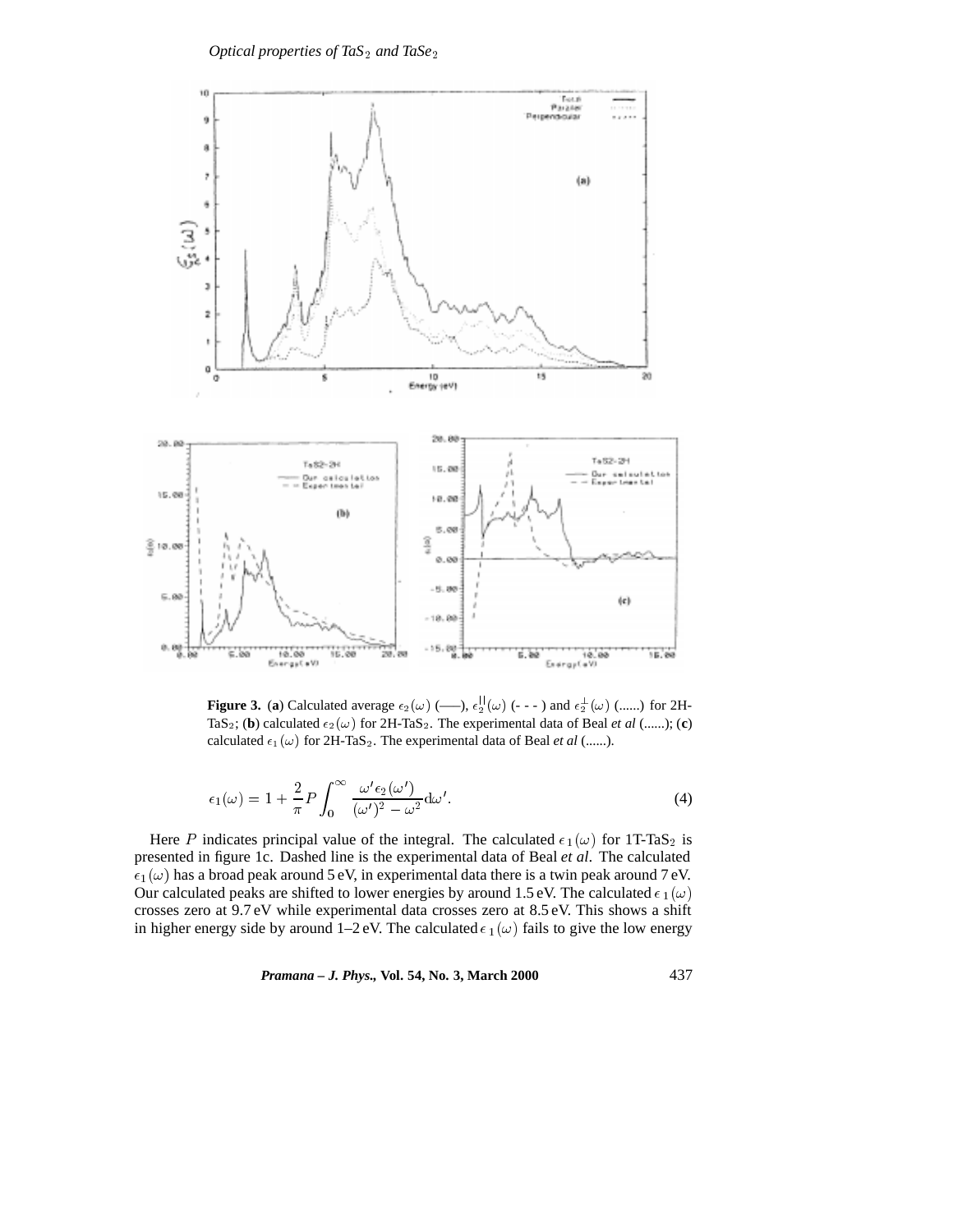(a)

Total
Parallel
Perpendicular

$\epsilon_2(\omega)$

Energy (eV)

0 5 10 15 20

0 1 2 3 4 5 6 7 8 9 10

TaS2-2H
Our calculation
Experimental

(b)

$\epsilon_2(\omega)$

Energy(eV)

0.00 5.00 10.00 15.00 20.00

0.00 5.00 10.00 15.00 20.00

TaS2-2H
Our calculation
Experimental

(c)

$\epsilon_1(\omega)$

Energy(eV)

0.00 5.00 10.00 15.00

-15.00 -10.00 -5.00 0.00 5.00 10.00 15.00 20.00

**Figure 3.** (**a**) Calculated average $\epsilon_2(\omega)$ (——), $\epsilon_2^{||}(\omega)$ (- - - ) and $\epsilon_2^{\perp}(\omega)$ (......) for 2H-$TaS_2$; (**b**) calculated $\epsilon_2(\omega)$ for 2H-$TaS_2$. The experimental data of Beal *et al* (......); (**c**) calculated $\epsilon_1(\omega)$ for 2H-$TaS_2$. The experimental data of Beal *et al* (......).

$$\epsilon_1(\omega) = 1 + \frac{2}{\pi} P \int_0^{\infty} \frac{\omega' \epsilon_2(\omega')}{(\omega')^2 - \omega^2} \mathrm{d}\omega'. \tag{4}$$

Here $P$ indicates principal value of the integral. The calculated $\epsilon_1(\omega)$ for 1T-$TaS_2$ is presented in figure 1c. Dashed line is the experimental data of Beal *et al*. The calculated $\epsilon_1(\omega)$ has a broad peak around 5 eV, in experimental data there is a twin peak around 7 eV. Our calculated peaks are shifted to lower energies by around 1.5 eV. The calculated $\epsilon_1(\omega)$ crosses zero at 9.7 eV while experimental data crosses zero at 8.5 eV. This shows a shift in higher energy side by around 1–2 eV. The calculated $\epsilon_1(\omega)$ fails to give the low energy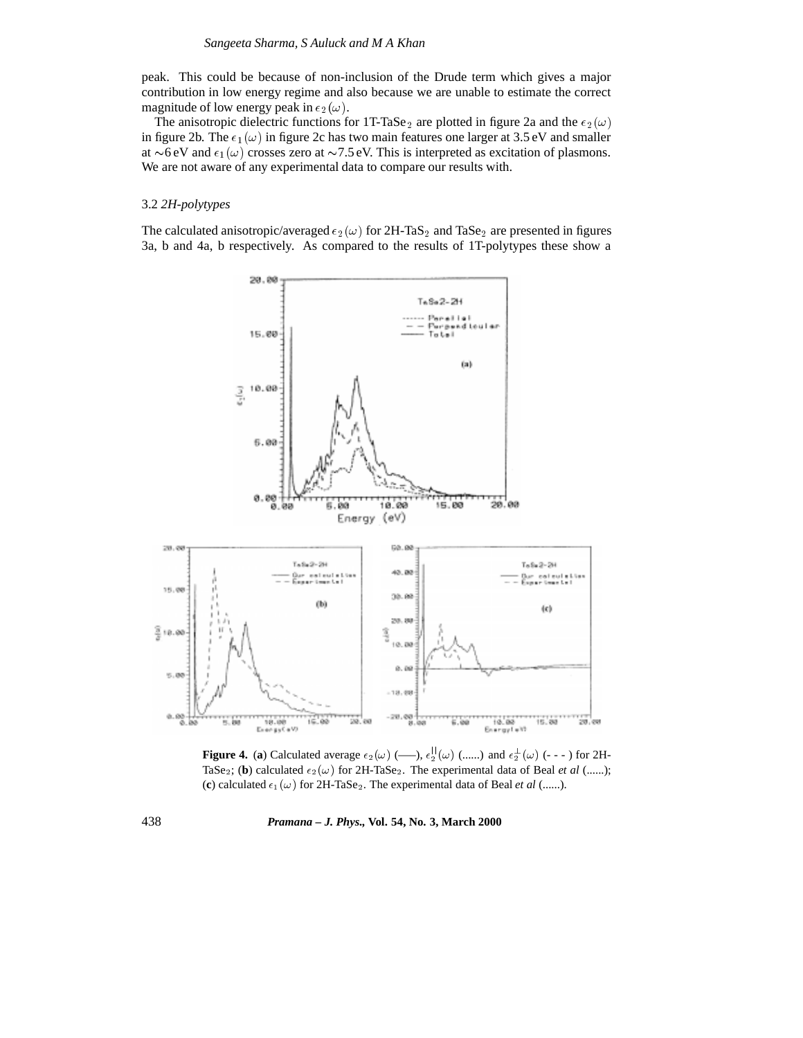peak. This could be because of non-inclusion of the Drude term which gives a major contribution in low energy regime and also because we are unable to estimate the correct magnitude of low energy peak in $\epsilon_2(\omega)$.

The anisotropic dielectric functions for 1T-$TaSe_2$ are plotted in figure 2a and the $\epsilon_2(\omega)$ in figure 2b. The $\epsilon_1(\omega)$ in figure 2c has two main features one larger at 3.5 eV and smaller at ∼6 eV and $\epsilon_1(\omega)$ crosses zero at ∼7.5 eV. This is interpreted as excitation of plasmons. We are not aware of any experimental data to compare our results with.

### 3.2 *2H-polytypes*

The calculated anisotropic/averaged $\epsilon_2(\omega)$ for 2H-$TaS_2$ and $TaSe_2$ are presented in figures 3a, b and 4a, b respectively. As compared to the results of 1T-polytypes these show a

TaSe2-2H
Parallel
Perpendicular
Total
(a)
Energy (eV)

TaSe2-2H
Our calculations
Experimental
(b)
Energy(eV)

TaSe2-2H
Our calculations
Experimental
(c)
Energy(eV)

**Figure 4.** (**a**) Calculated average $\epsilon_2(\omega)$ (——), $\epsilon_2^{||}(\omega)$ (......) and $\epsilon_2^{\perp}(\omega)$ (- - - ) for 2H-$TaSe_2$; (**b**) calculated $\epsilon_2(\omega)$ for 2H-$TaSe_2$. The experimental data of Beal *et al* (......); (**c**) calculated $\epsilon_1(\omega)$ for 2H-$TaSe_2$. The experimental data of Beal *et al* (......).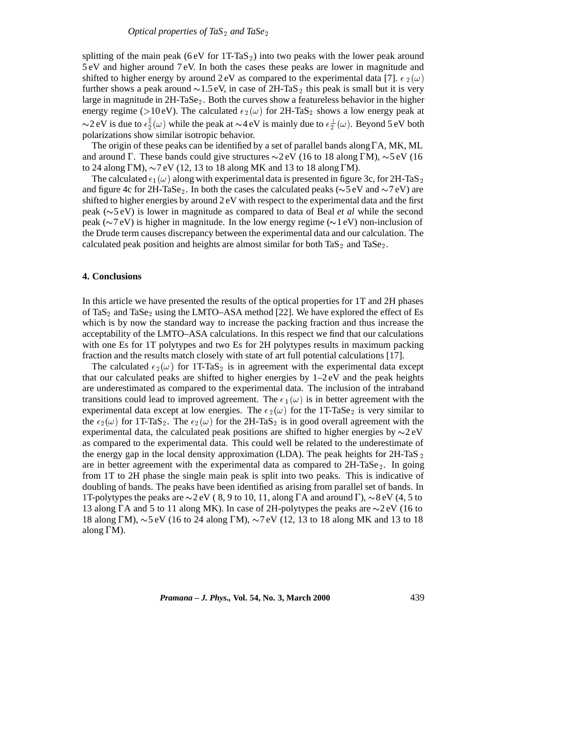splitting of the main peak (6 eV for 1T-$TaS_2$) into two peaks with the lower peak around 5 eV and higher around 7 eV. In both the cases these peaks are lower in magnitude and shifted to higher energy by around 2 eV as compared to the experimental data [7]. $\epsilon_2(\omega)$ further shows a peak around ∼1.5 eV, in case of 2H-$TaS_2$ this peak is small but it is very large in magnitude in 2H-$TaSe_2$. Both the curves show a featureless behavior in the higher energy regime (>10 eV). The calculated $\epsilon_2(\omega)$ for 2H-$TaS_2$ shows a low energy peak at ∼2 eV is due to $\epsilon_2^{\parallel}(\omega)$ while the peak at ∼4 eV is mainly due to $\epsilon_2^{\perp}(\omega)$. Beyond 5 eV both polarizations show similar isotropic behavior.

The origin of these peaks can be identified by a set of parallel bands along ΓA, MK, ML and around Γ. These bands could give structures ∼2 eV (16 to 18 along ΓM), ∼5 eV (16 to 24 along ΓM), ∼7 eV (12, 13 to 18 along MK and 13 to 18 along ΓM).

The calculated $\epsilon_1(\omega)$ along with experimental data is presented in figure 3c, for 2H-$TaS_2$ and figure 4c for 2H-$TaSe_2$. In both the cases the calculated peaks (∼5 eV and ∼7 eV) are shifted to higher energies by around 2 eV with respect to the experimental data and the first peak (∼5 eV) is lower in magnitude as compared to data of Beal *et al* while the second peak (∼7 eV) is higher in magnitude. In the low energy regime (∼1 eV) non-inclusion of the Drude term causes discrepancy between the experimental data and our calculation. The calculated peak position and heights are almost similar for both $TaS_2$ and $TaSe_2$.

## 4. Conclusions

In this article we have presented the results of the optical properties for 1T and 2H phases of $TaS_2$ and $TaSe_2$ using the LMTO–ASA method [22]. We have explored the effect of Es which is by now the standard way to increase the packing fraction and thus increase the acceptability of the LMTO–ASA calculations. In this respect we find that our calculations with one Es for 1T polytypes and two Es for 2H polytypes results in maximum packing fraction and the results match closely with state of art full potential calculations [17].

The calculated $\epsilon_2(\omega)$ for 1T-$TaS_2$ is in agreement with the experimental data except that our calculated peaks are shifted to higher energies by 1–2 eV and the peak heights are underestimated as compared to the experimental data. The inclusion of the intraband transitions could lead to improved agreement. The $\epsilon_1(\omega)$ is in better agreement with the experimental data except at low energies. The $\epsilon_2(\omega)$ for the 1T-$TaSe_2$ is very similar to the $\epsilon_2(\omega)$ for 1T-$TaS_2$. The $\epsilon_2(\omega)$ for the 2H-$TaS_2$ is in good overall agreement with the experimental data, the calculated peak positions are shifted to higher energies by ∼2 eV as compared to the experimental data. This could well be related to the underestimate of the energy gap in the local density approximation (LDA). The peak heights for 2H-$TaS_2$ are in better agreement with the experimental data as compared to 2H-$TaSe_2$. In going from 1T to 2H phase the single main peak is split into two peaks. This is indicative of doubling of bands. The peaks have been identified as arising from parallel set of bands. In 1T-polytypes the peaks are ∼2 eV ( 8, 9 to 10, 11, along ΓA and around Γ), ∼8 eV (4, 5 to 13 along ΓA and 5 to 11 along MK). In case of 2H-polytypes the peaks are ∼2 eV (16 to 18 along ΓM), ∼5 eV (16 to 24 along ΓM), ∼7 eV (12, 13 to 18 along MK and 13 to 18 along ΓM).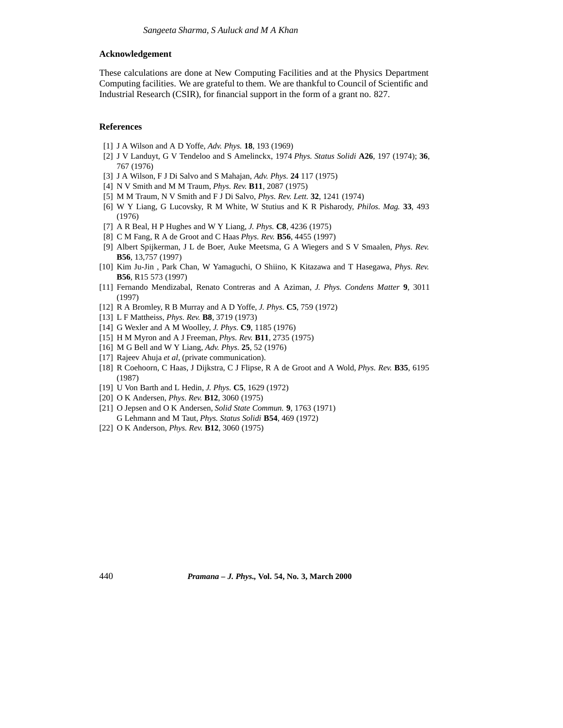## Acknowledgement

These calculations are done at New Computing Facilities and at the Physics Department Computing facilities. We are grateful to them. We are thankful to Council of Scientific and Industrial Research (CSIR), for financial support in the form of a grant no. 827.

## References

[1] J A Wilson and A D Yoffe, *Adv. Phys.* **18**, 193 (1969)
[2] J V Landuyt, G V Tendeloo and S Amelinckx, 1974 *Phys. Status Solidi* **A26**, 197 (1974); **36**, 767 (1976)
[3] J A Wilson, F J Di Salvo and S Mahajan, *Adv. Phys.* **24** 117 (1975)
[4] N V Smith and M M Traum, *Phys. Rev.* **B11**, 2087 (1975)
[5] M M Traum, N V Smith and F J Di Salvo, *Phys. Rev. Lett.* **32**, 1241 (1974)
[6] W Y Liang, G Lucovsky, R M White, W Stutius and K R Pisharody, *Philos. Mag.* **33**, 493 (1976)
[7] A R Beal, H P Hughes and W Y Liang, *J. Phys.* **C8**, 4236 (1975)
[8] C M Fang, R A de Groot and C Haas *Phys. Rev.* **B56**, 4455 (1997)
[9] Albert Spijkerman, J L de Boer, Auke Meetsma, G A Wiegers and S V Smaalen, *Phys. Rev.* **B56**, 13,757 (1997)
[10] Kim Ju-Jin , Park Chan, W Yamaguchi, O Shiino, K Kitazawa and T Hasegawa, *Phys. Rev.* **B56**, R15 573 (1997)
[11] Fernando Mendizabal, Renato Contreras and A Aziman, *J. Phys. Condens Matter* **9**, 3011 (1997)
[12] R A Bromley, R B Murray and A D Yoffe, *J. Phys.* **C5**, 759 (1972)
[13] L F Mattheiss, *Phys. Rev.* **B8**, 3719 (1973)
[14] G Wexler and A M Woolley, *J. Phys.* **C9**, 1185 (1976)
[15] H M Myron and A J Freeman, *Phys. Rev.* **B11**, 2735 (1975)
[16] M G Bell and W Y Liang, *Adv. Phys.* **25**, 52 (1976)
[17] Rajeev Ahuja *et al*, (private communication).
[18] R Coehoorn, C Haas, J Dijkstra, C J Flipse, R A de Groot and A Wold, *Phys. Rev.* **B35**, 6195 (1987)
[19] U Von Barth and L Hedin, *J. Phys.* **C5**, 1629 (1972)
[20] O K Andersen, *Phys. Rev.* **B12**, 3060 (1975)
[21] O Jepsen and O K Andersen, *Solid State Commun.* **9**, 1763 (1971)
G Lehmann and M Taut, *Phys. Status Solidi* **B54**, 469 (1972)
[22] O K Anderson, *Phys. Rev.* **B12**, 3060 (1975)